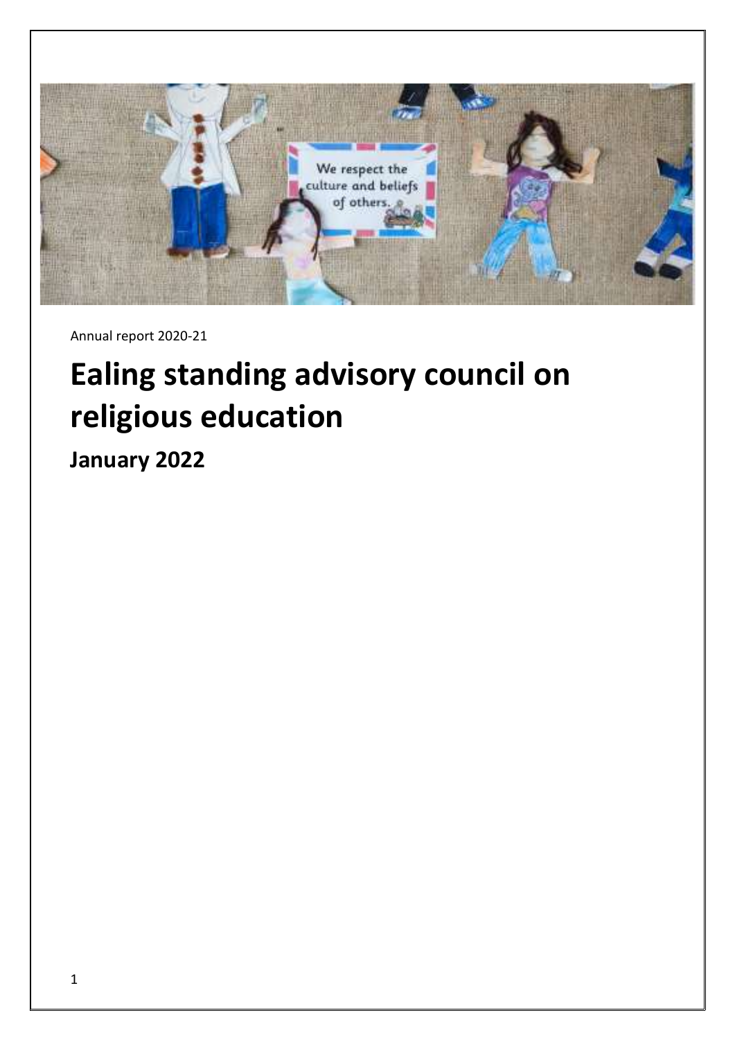Annual report 2020-21

# Ealing standing advisory council on religious education

## January 2022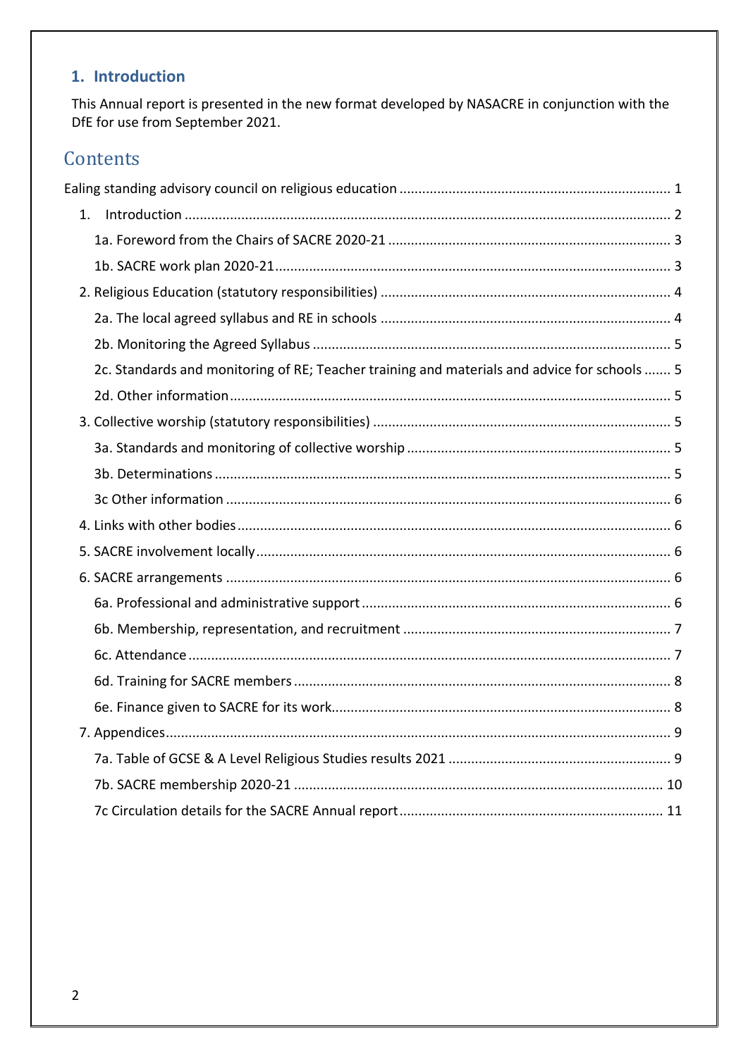## 1. Introduction

This Annual report is presented in the new format developed by NASACRE in conjunction with the DfE for use from September 2021.

# Contents

Ealing standing advisory council on religious education ........ 1

- 1. Introduction ........ 2
  - 1a. Foreword from the Chairs of SACRE 2020-21 ........ 3
  - 1b. SACRE work plan 2020-21 ........ 3
- 2. Religious Education (statutory responsibilities) ........ 4
  - 2a. The local agreed syllabus and RE in schools ........ 4
  - 2b. Monitoring the Agreed Syllabus ........ 5
  - 2c. Standards and monitoring of RE; Teacher training and materials and advice for schools ........ 5
  - 2d. Other information ........ 5
- 3. Collective worship (statutory responsibilities) ........ 5
  - 3a. Standards and monitoring of collective worship ........ 5
  - 3b. Determinations ........ 5
  - 3c Other information ........ 6
- 4. Links with other bodies ........ 6
- 5. SACRE involvement locally ........ 6
- 6. SACRE arrangements ........ 6
  - 6a. Professional and administrative support ........ 6
  - 6b. Membership, representation, and recruitment ........ 7
  - 6c. Attendance ........ 7
  - 6d. Training for SACRE members ........ 8
  - 6e. Finance given to SACRE for its work ........ 8
- 7. Appendices ........ 9
  - 7a. Table of GCSE & A Level Religious Studies results 2021 ........ 9
  - 7b. SACRE membership 2020-21 ........ 10
  - 7c Circulation details for the SACRE Annual report ........ 11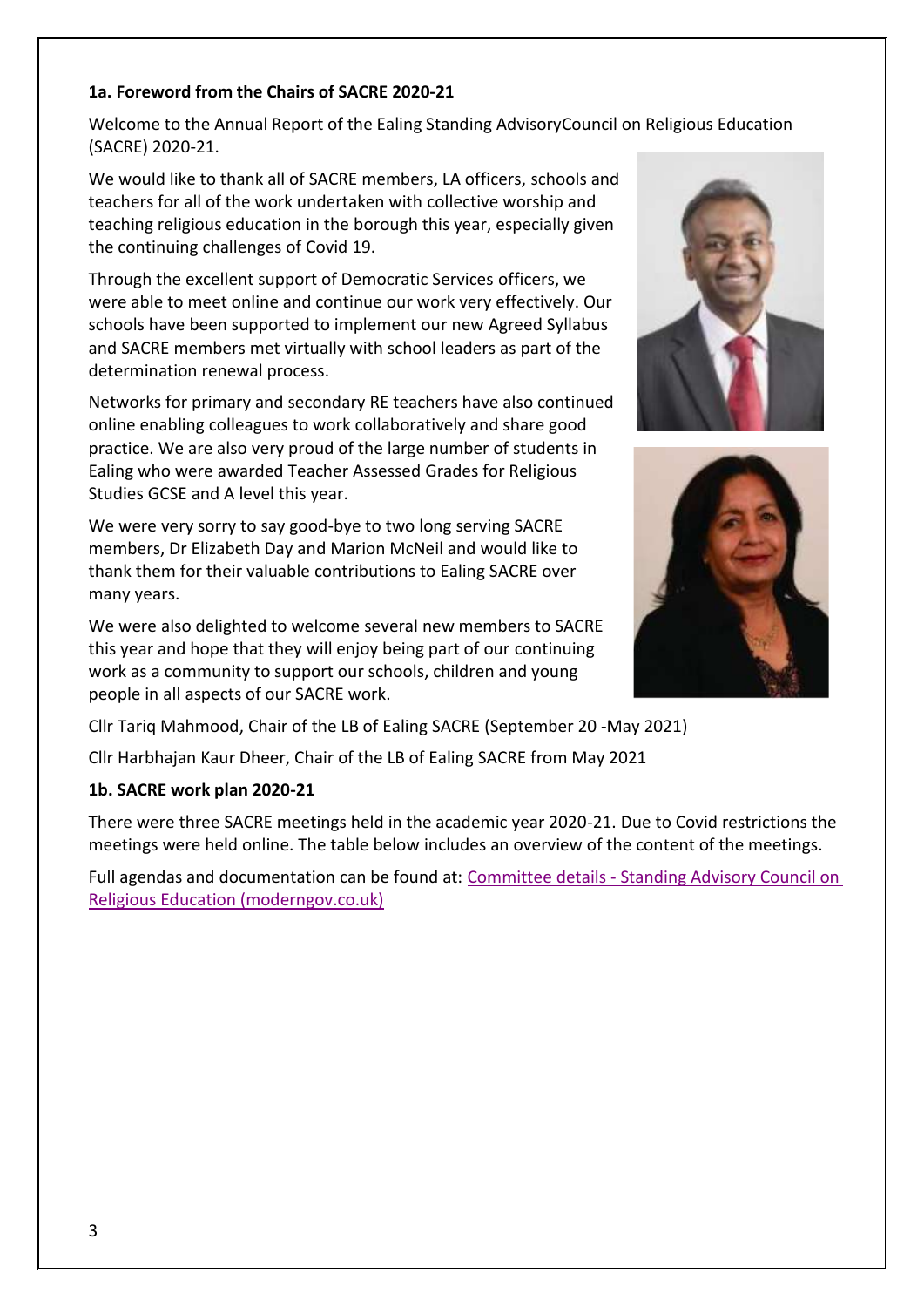### 1a. Foreword from the Chairs of SACRE 2020-21

Welcome to the Annual Report of the Ealing Standing AdvisoryCouncil on Religious Education (SACRE) 2020-21.

We would like to thank all of SACRE members, LA officers, schools and teachers for all of the work undertaken with collective worship and teaching religious education in the borough this year, especially given the continuing challenges of Covid 19.

Through the excellent support of Democratic Services officers, we were able to meet online and continue our work very effectively. Our schools have been supported to implement our new Agreed Syllabus and SACRE members met virtually with school leaders as part of the determination renewal process.

Networks for primary and secondary RE teachers have also continued online enabling colleagues to work collaboratively and share good practice. We are also very proud of the large number of students in Ealing who were awarded Teacher Assessed Grades for Religious Studies GCSE and A level this year.

We were very sorry to say good-bye to two long serving SACRE members, Dr Elizabeth Day and Marion McNeil and would like to thank them for their valuable contributions to Ealing SACRE over many years.

We were also delighted to welcome several new members to SACRE this year and hope that they will enjoy being part of our continuing work as a community to support our schools, children and young people in all aspects of our SACRE work.

Cllr Tariq Mahmood, Chair of the LB of Ealing SACRE (September 20 -May 2021)

Cllr Harbhajan Kaur Dheer, Chair of the LB of Ealing SACRE from May 2021

### 1b. SACRE work plan 2020-21

There were three SACRE meetings held in the academic year 2020-21. Due to Covid restrictions the meetings were held online. The table below includes an overview of the content of the meetings.

Full agendas and documentation can be found at: [Committee details - Standing Advisory Council on Religious Education (moderngov.co.uk)]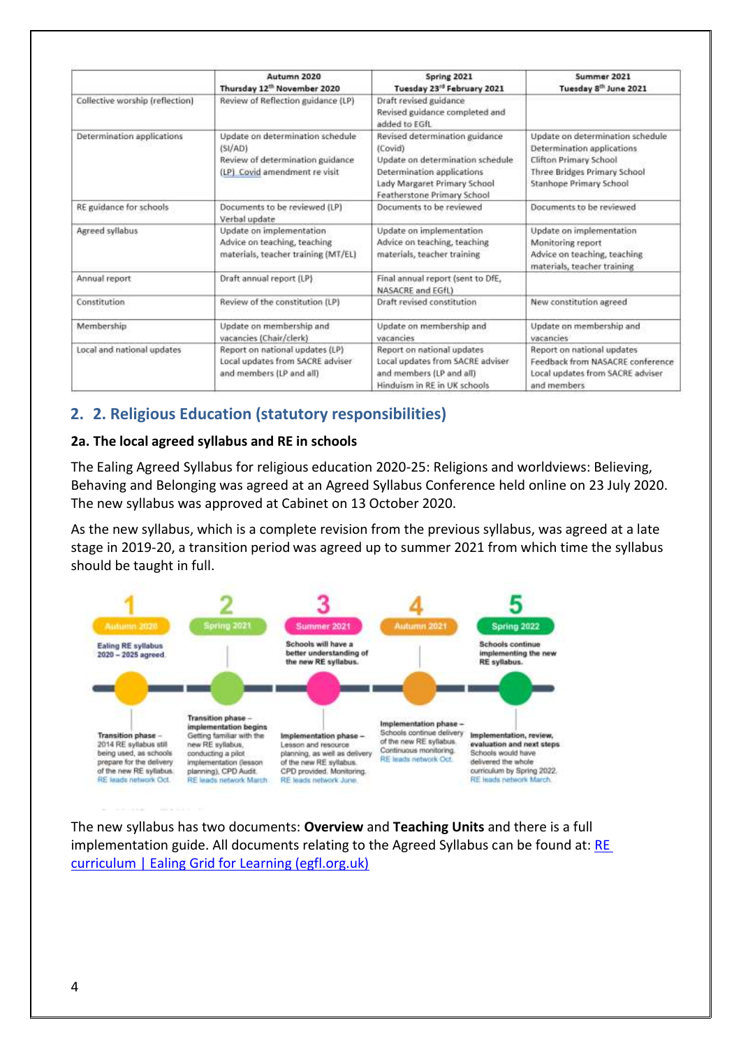| | Autumn 2020 Thursday 12th November 2020 | Spring 2021 Tuesday 23rd February 2021 | Summer 2021 Tuesday 8th June 2021 |
|---|---|---|---|
| Collective worship (reflection) | Review of Reflection guidance (LP) | Draft revised guidance Revised guidance completed and added to EGfL | |
| Determination applications | Update on determination schedule (SI/AD) Review of determination guidance (LP) Covid amendment re visit | Revised determination guidance (Covid) Update on determination schedule Determination applications Lady Margaret Primary School Featherstone Primary School | Update on determination schedule Determination applications Clifton Primary School Three Bridges Primary School Stanhope Primary School |
| RE guidance for schools | Documents to be reviewed (LP) Verbal update | Documents to be reviewed | Documents to be reviewed |
| Agreed syllabus | Update on implementation Advice on teaching, teaching materials, teacher training (MT/EL) | Update on implementation Advice on teaching, teaching materials, teacher training | Update on implementation Monitoring report Advice on teaching, teaching materials, teacher training |
| Annual report | Draft annual report (LP) | Final annual report (sent to DfE, NASACRE and EGfL) | |
| Constitution | Review of the constitution (LP) | Draft revised constitution | New constitution agreed |
| Membership | Update on membership and vacancies (Chair/clerk) | Update on membership and vacancies | Update on membership and vacancies |
| Local and national updates | Report on national updates (LP) Local updates from SACRE adviser and members (LP and all) | Report on national updates Local updates from SACRE adviser and members (LP and all) Hinduism in RE in UK schools | Report on national updates Feedback from NASACRE conference Local updates from SACRE adviser and members |

## 2. 2. Religious Education (statutory responsibilities)

### 2a. The local agreed syllabus and RE in schools

The Ealing Agreed Syllabus for religious education 2020-25: Religions and worldviews: Believing, Behaving and Belonging was agreed at an Agreed Syllabus Conference held online on 23 July 2020. The new syllabus was approved at Cabinet on 13 October 2020.

As the new syllabus, which is a complete revision from the previous syllabus, was agreed at a late stage in 2019-20, a transition period was agreed up to summer 2021 from which time the syllabus should be taught in full.

1. **Autumn 2020** – Ealing RE syllabus 2020 – 2025 agreed. **Transition phase** – 2014 RE syllabus still being used, as schools prepare for the delivery of the new RE syllabus. RE leads network Oct.
2. **Spring 2021** – **Transition phase – implementation begins** Getting familiar with the new RE syllabus, conducting a pilot implementation (lesson planning), CPD Audit. RE leads network March
3. **Summer 2021** – Schools will have a better understanding of the new RE syllabus. **Implementation phase** – Lesson and resource planning, as well as delivery of the new RE syllabus. CPD provided. Monitoring. RE leads network June.
4. **Autumn 2021** – **Implementation phase** – Schools continue delivery of the new RE syllabus. Continuous monitoring. RE leads network Oct.
5. **Spring 2022** – Schools continue implementing the new RE syllabus. **Implementation, review, evaluation and next steps** Schools would have delivered the whole curriculum by Spring 2022. RE leads network March.

The new syllabus has two documents: **Overview** and **Teaching Units** and there is a full implementation guide. All documents relating to the Agreed Syllabus can be found at: [RE curriculum | Ealing Grid for Learning (egfl.org.uk)](https://www.egfl.org.uk)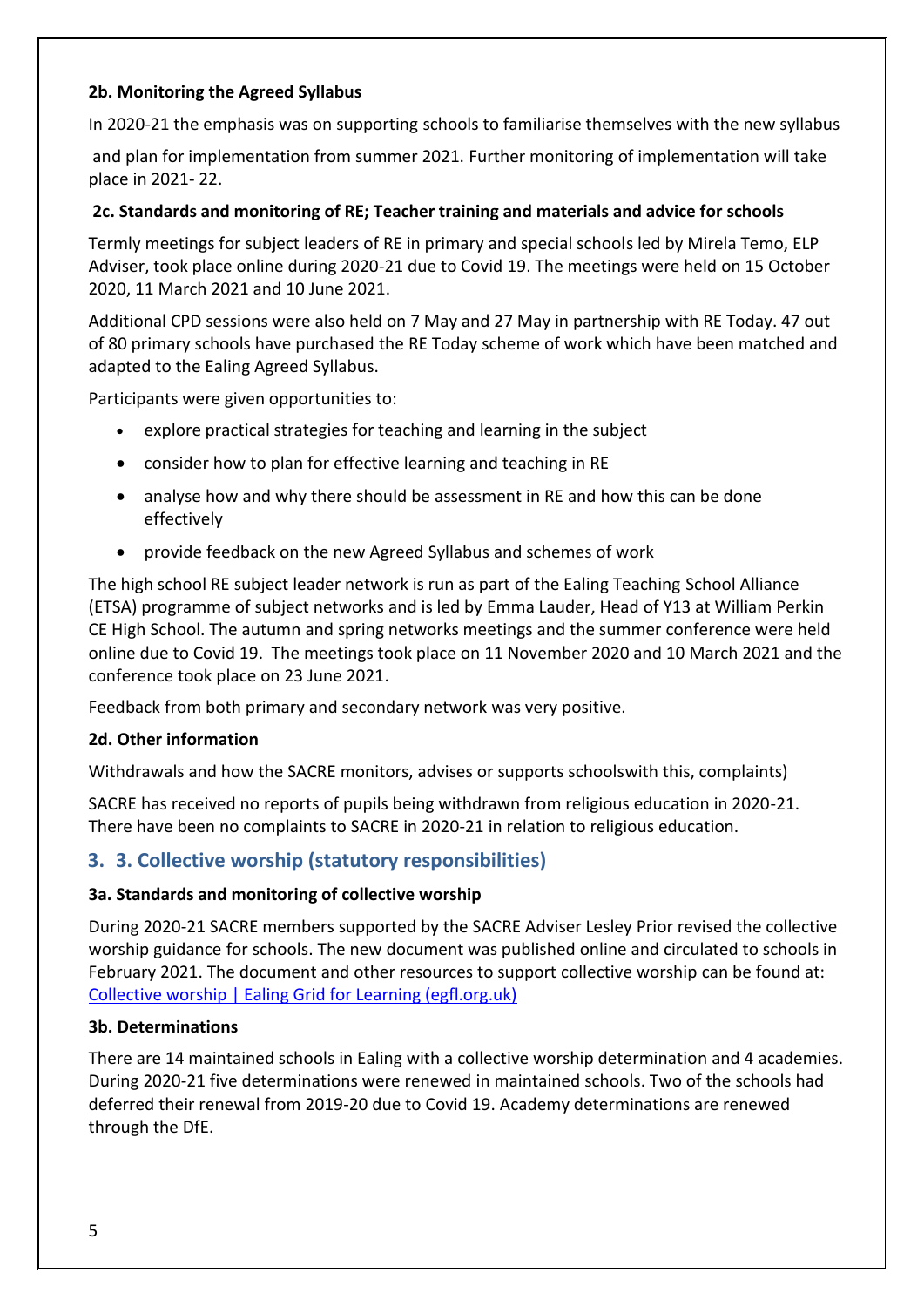**2b. Monitoring the Agreed Syllabus**

In 2020-21 the emphasis was on supporting schools to familiarise themselves with the new syllabus

and plan for implementation from summer 2021. Further monitoring of implementation will take place in 2021- 22.

**2c. Standards and monitoring of RE; Teacher training and materials and advice for schools**

Termly meetings for subject leaders of RE in primary and special schools led by Mirela Temo, ELP Adviser, took place online during 2020-21 due to Covid 19. The meetings were held on 15 October 2020, 11 March 2021 and 10 June 2021.

Additional CPD sessions were also held on 7 May and 27 May in partnership with RE Today. 47 out of 80 primary schools have purchased the RE Today scheme of work which have been matched and adapted to the Ealing Agreed Syllabus.

Participants were given opportunities to:

- explore practical strategies for teaching and learning in the subject
- consider how to plan for effective learning and teaching in RE
- analyse how and why there should be assessment in RE and how this can be done effectively
- provide feedback on the new Agreed Syllabus and schemes of work

The high school RE subject leader network is run as part of the Ealing Teaching School Alliance (ETSA) programme of subject networks and is led by Emma Lauder, Head of Y13 at William Perkin CE High School. The autumn and spring networks meetings and the summer conference were held online due to Covid 19. The meetings took place on 11 November 2020 and 10 March 2021 and the conference took place on 23 June 2021.

Feedback from both primary and secondary network was very positive.

**2d. Other information**

Withdrawals and how the SACRE monitors, advises or supports schoolswith this, complaints)

SACRE has received no reports of pupils being withdrawn from religious education in 2020-21. There have been no complaints to SACRE in 2020-21 in relation to religious education.

## 3. 3. Collective worship (statutory responsibilities)

**3a. Standards and monitoring of collective worship**

During 2020-21 SACRE members supported by the SACRE Adviser Lesley Prior revised the collective worship guidance for schools. The new document was published online and circulated to schools in February 2021. The document and other resources to support collective worship can be found at: [Collective worship | Ealing Grid for Learning (egfl.org.uk)](Collective worship | Ealing Grid for Learning (egfl.org.uk))

**3b. Determinations**

There are 14 maintained schools in Ealing with a collective worship determination and 4 academies. During 2020-21 five determinations were renewed in maintained schools. Two of the schools had deferred their renewal from 2019-20 due to Covid 19. Academy determinations are renewed through the DfE.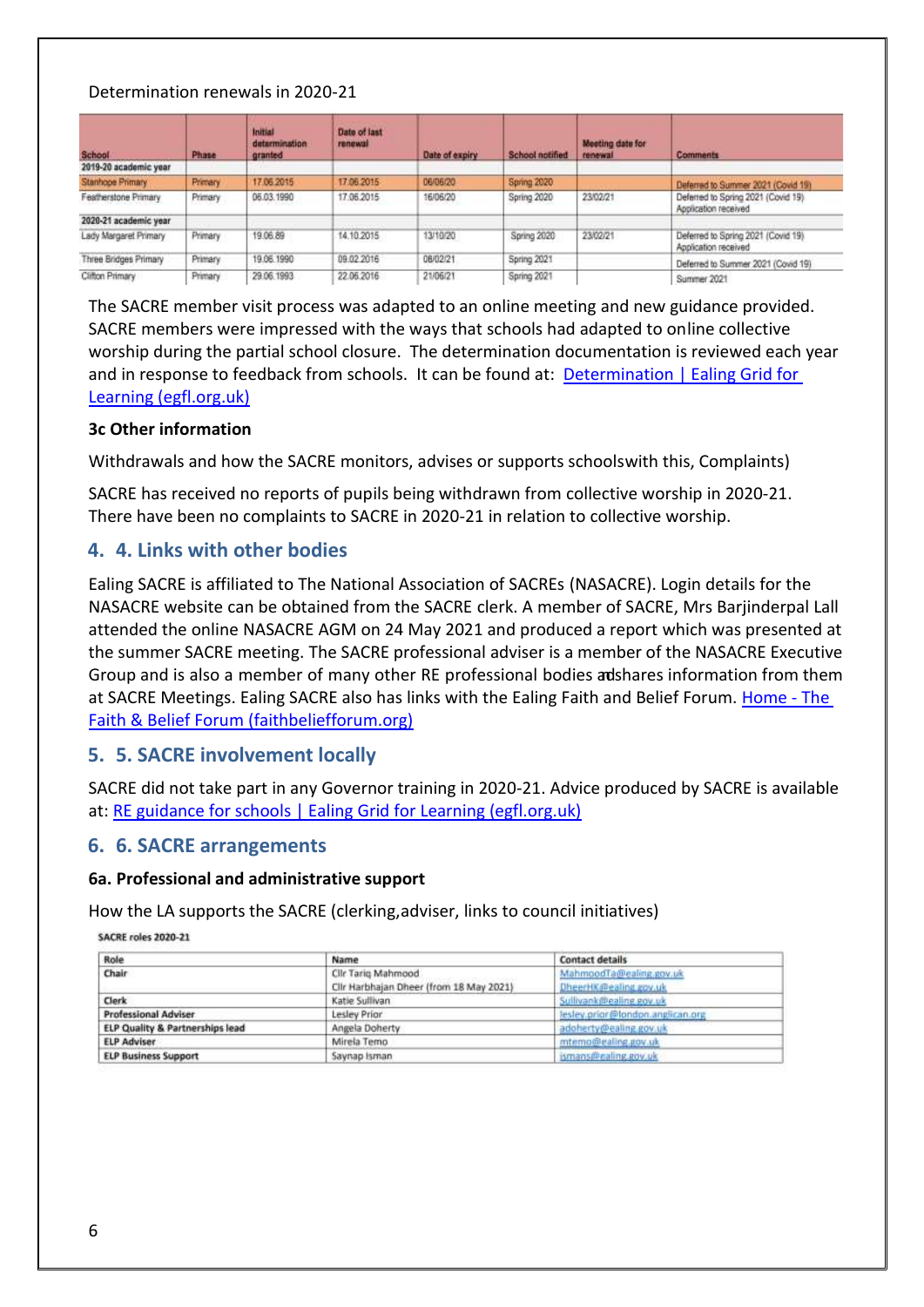Determination renewals in 2020-21

| School | Phase | Initial determination granted | Date of last renewal | Date of expiry | School notified | Meeting date for renewal | Comments |
|---|---|---|---|---|---|---|---|
| **2019-20 academic year** | | | | | | | |
| Stanhope Primary | Primary | 17.06.2015 | 17.06.2015 | 06/06/20 | Spring 2020 | | Deferred to Summer 2021 (Covid 19) |
| Featherstone Primary | Primary | 06.03.1990 | 17.06.2015 | 16/06/20 | Spring 2020 | 23/02/21 | Deferred to Spring 2021 (Covid 19) Application received |
| **2020-21 academic year** | | | | | | | |
| Lady Margaret Primary | Primary | 19.06.89 | 14.10.2015 | 13/10/20 | Spring 2020 | 23/02/21 | Deferred to Spring 2021 (Covid 19) Application received |
| Three Bridges Primary | Primary | 19.06.1990 | 09.02.2016 | 08/02/21 | Spring 2021 | | Deferred to Summer 2021 (Covid 19) |
| Clifton Primary | Primary | 29.06.1993 | 22.06.2016 | 21/06/21 | Spring 2021 | | Summer 2021 |

The SACRE member visit process was adapted to an online meeting and new guidance provided. SACRE members were impressed with the ways that schools had adapted to online collective worship during the partial school closure. The determination documentation is reviewed each year and in response to feedback from schools. It can be found at: [Determination | Ealing Grid for Learning (egfl.org.uk)]

### 3c Other information

Withdrawals and how the SACRE monitors, advises or supports schoolswith this, Complaints)

SACRE has received no reports of pupils being withdrawn from collective worship in 2020-21. There have been no complaints to SACRE in 2020-21 in relation to collective worship.

## 4. 4. Links with other bodies

Ealing SACRE is affiliated to The National Association of SACREs (NASACRE). Login details for the NASACRE website can be obtained from the SACRE clerk. A member of SACRE, Mrs Barjinderpal Lall attended the online NASACRE AGM on 24 May 2021 and produced a report which was presented at the summer SACRE meeting. The SACRE professional adviser is a member of the NASACRE Executive Group and is also a member of many other RE professional bodies and shares information from them at SACRE Meetings. Ealing SACRE also has links with the Ealing Faith and Belief Forum. [Home - The Faith & Belief Forum (faithbeliefforum.org)]

## 5. 5. SACRE involvement locally

SACRE did not take part in any Governor training in 2020-21. Advice produced by SACRE is available at: [RE guidance for schools | Ealing Grid for Learning (egfl.org.uk)]

## 6. 6. SACRE arrangements

### 6a. Professional and administrative support

How the LA supports the SACRE (clerking,adviser, links to council initiatives)

**SACRE roles 2020-21**

| Role | Name | Contact details |
|---|---|---|
| **Chair** | Cllr Tariq Mahmood | MahmoodTa@ealing.gov.uk |
| | Cllr Harbhajan Dheer (from 18 May 2021) | DheerHK@ealing.gov.uk |
| **Clerk** | Katie Sullivan | Sullivank@ealing.gov.uk |
| **Professional Adviser** | Lesley Prior | lesley.prior@london.anglican.org |
| **ELP Quality & Partnerships lead** | Angela Doherty | adoherty@ealing.gov.uk |
| **ELP Adviser** | Mirela Temo | mtemo@ealing.gov.uk |
| **ELP Business Support** | Saynap Isman | ismans@ealing.gov.uk |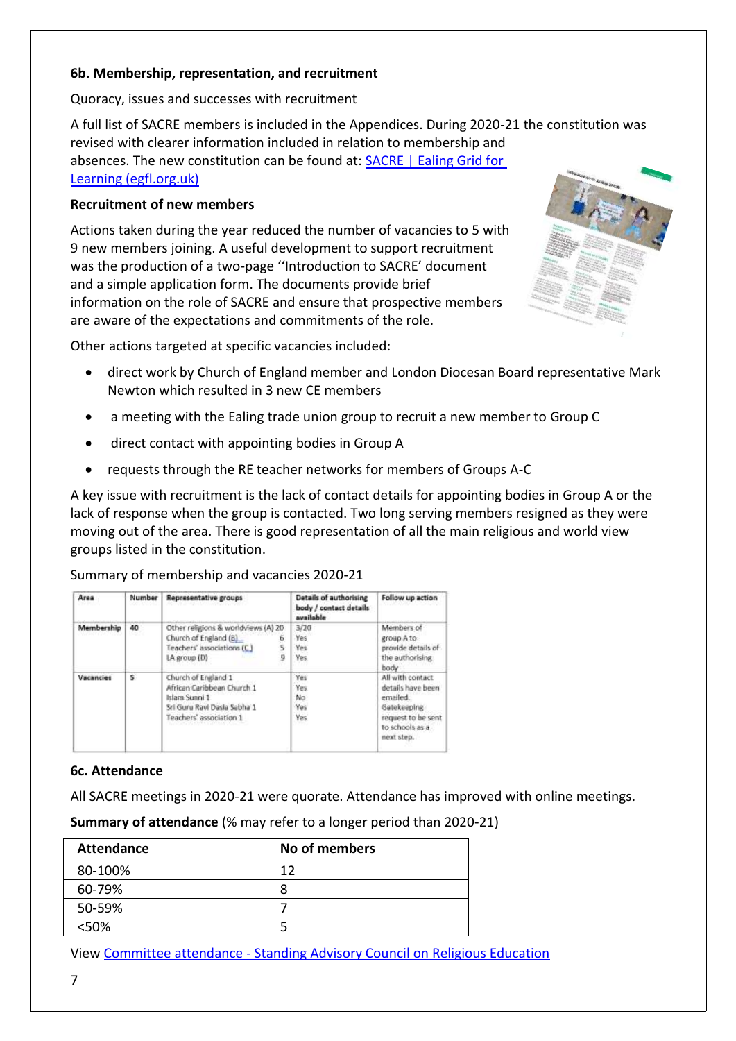**6b. Membership, representation, and recruitment**

Quoracy, issues and successes with recruitment

A full list of SACRE members is included in the Appendices. During 2020-21 the constitution was revised with clearer information included in relation to membership and absences. The new constitution can be found at: [SACRE | Ealing Grid for Learning (egfl.org.uk)](#)

**Recruitment of new members**

Actions taken during the year reduced the number of vacancies to 5 with 9 new members joining. A useful development to support recruitment was the production of a two-page ''Introduction to SACRE' document and a simple application form. The documents provide brief information on the role of SACRE and ensure that prospective members are aware of the expectations and commitments of the role.

Other actions targeted at specific vacancies included:

- direct work by Church of England member and London Diocesan Board representative Mark Newton which resulted in 3 new CE members
- a meeting with the Ealing trade union group to recruit a new member to Group C
- direct contact with appointing bodies in Group A
- requests through the RE teacher networks for members of Groups A-C

A key issue with recruitment is the lack of contact details for appointing bodies in Group A or the lack of response when the group is contacted. Two long serving members resigned as they were moving out of the area. There is good representation of all the main religious and world view groups listed in the constitution.

Summary of membership and vacancies 2020-21

| Area | Number | Representative groups | Details of authorising body / contact details available | Follow up action |
|---|---|---|---|---|
| Membership | 40 | Other religions & worldviews (A) 20<br>Church of England (B) 6<br>Teachers' associations (C) 5<br>LA group (D) 9 | 3/20<br>Yes<br>Yes<br>Yes | Members of group A to provide details of the authorising body |
| Vacancies | 5 | Church of England 1<br>African Caribbean Church 1<br>Islam Sunni 1<br>Sri Guru Ravi Dasia Sabha 1<br>Teachers' association 1 | Yes<br>Yes<br>No<br>Yes<br>Yes | All with contact details have been emailed. Gatekeeping request to be sent to schools as a next step. |

**6c. Attendance**

All SACRE meetings in 2020-21 were quorate. Attendance has improved with online meetings.

**Summary of attendance** (% may refer to a longer period than 2020-21)

| Attendance | No of members |
|---|---|
| 80-100% | 12 |
| 60-79% | 8 |
| 50-59% | 7 |
| <50% | 5 |

View [Committee attendance - Standing Advisory Council on Religious Education](#)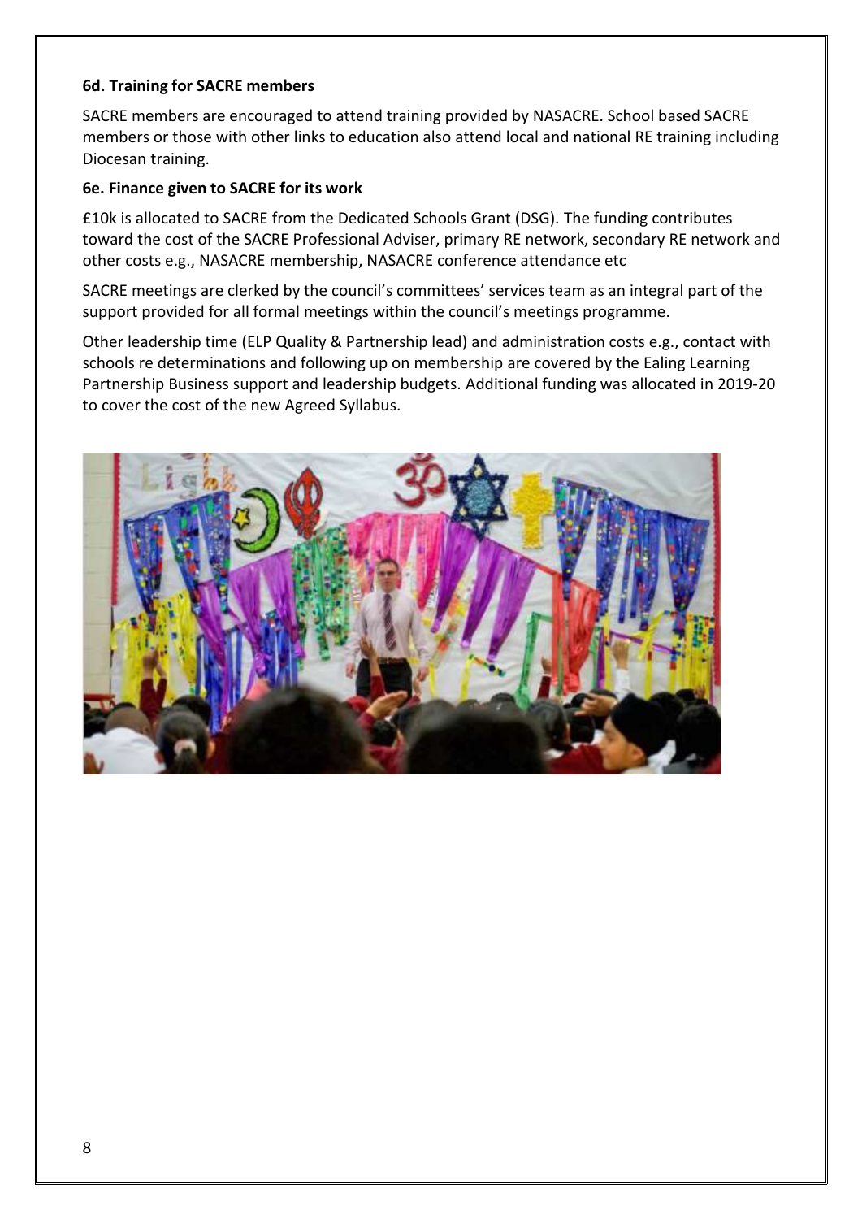### 6d. Training for SACRE members

SACRE members are encouraged to attend training provided by NASACRE. School based SACRE members or those with other links to education also attend local and national RE training including Diocesan training.

### 6e. Finance given to SACRE for its work

£10k is allocated to SACRE from the Dedicated Schools Grant (DSG). The funding contributes toward the cost of the SACRE Professional Adviser, primary RE network, secondary RE network and other costs e.g., NASACRE membership, NASACRE conference attendance etc

SACRE meetings are clerked by the council's committees' services team as an integral part of the support provided for all formal meetings within the council's meetings programme.

Other leadership time (ELP Quality & Partnership lead) and administration costs e.g., contact with schools re determinations and following up on membership are covered by the Ealing Learning Partnership Business support and leadership budgets. Additional funding was allocated in 2019-20 to cover the cost of the new Agreed Syllabus.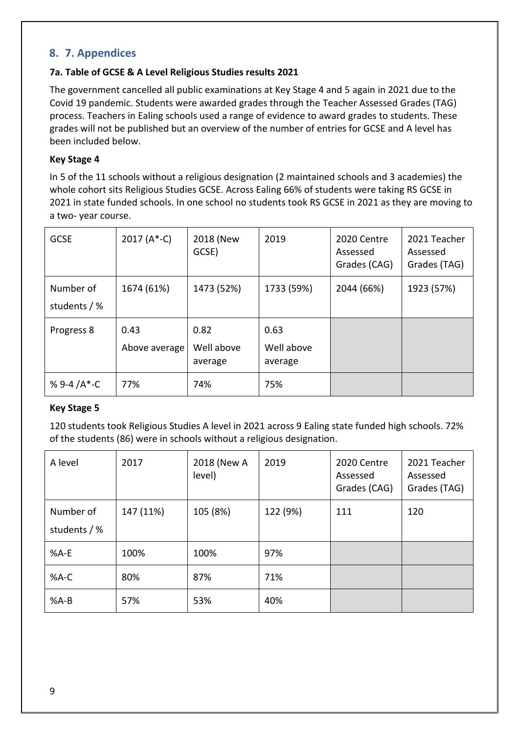## 8. 7. Appendices

### 7a. Table of GCSE & A Level Religious Studies results 2021

The government cancelled all public examinations at Key Stage 4 and 5 again in 2021 due to the Covid 19 pandemic. Students were awarded grades through the Teacher Assessed Grades (TAG) process. Teachers in Ealing schools used a range of evidence to award grades to students. These grades will not be published but an overview of the number of entries for GCSE and A level has been included below.

**Key Stage 4**

In 5 of the 11 schools without a religious designation (2 maintained schools and 3 academies) the whole cohort sits Religious Studies GCSE. Across Ealing 66% of students were taking RS GCSE in 2021 in state funded schools. In one school no students took RS GCSE in 2021 as they are moving to a two- year course.

| GCSE | 2017 (A*-C) | 2018 (New GCSE) | 2019 | 2020 Centre Assessed Grades (CAG) | 2021 Teacher Assessed Grades (TAG) |
|---|---|---|---|---|---|
| Number of students / % | 1674 (61%) | 1473 (52%) | 1733 (59%) | 2044 (66%) | 1923 (57%) |
| Progress 8 | 0.43 Above average | 0.82 Well above average | 0.63 Well above average | | |
| % 9-4 /A*-C | 77% | 74% | 75% | | |

**Key Stage 5**

120 students took Religious Studies A level in 2021 across 9 Ealing state funded high schools. 72% of the students (86) were in schools without a religious designation.

| A level | 2017 | 2018 (New A level) | 2019 | 2020 Centre Assessed Grades (CAG) | 2021 Teacher Assessed Grades (TAG) |
|---|---|---|---|---|---|
| Number of students / % | 147 (11%) | 105 (8%) | 122 (9%) | 111 | 120 |
| %A-E | 100% | 100% | 97% | | |
| %A-C | 80% | 87% | 71% | | |
| %A-B | 57% | 53% | 40% | | |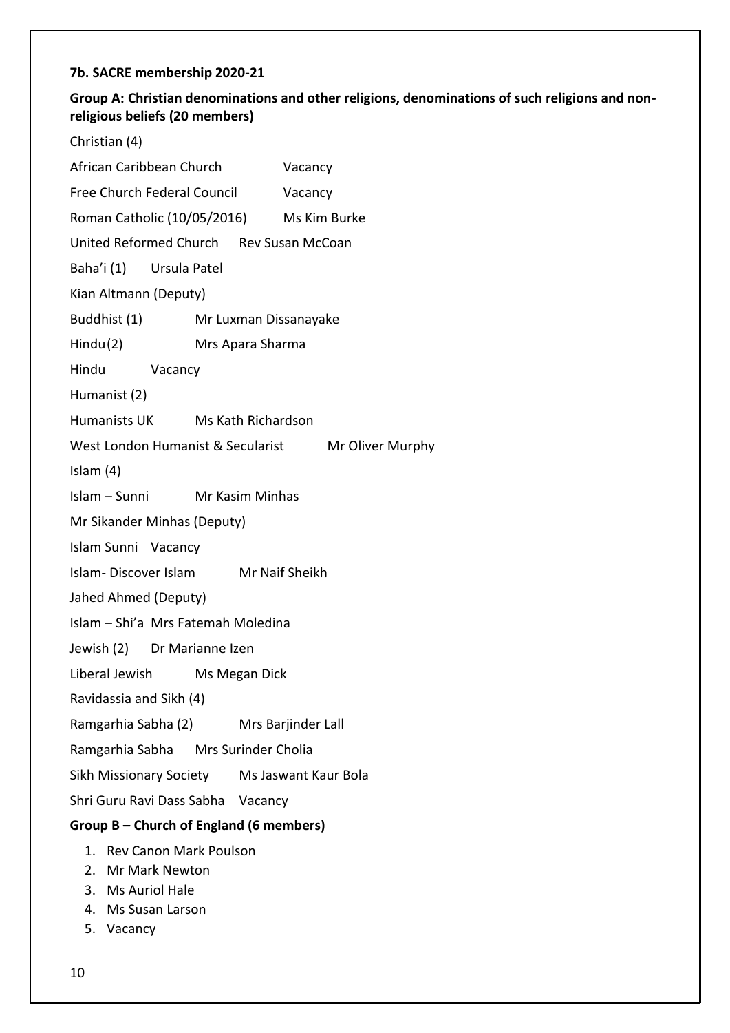**7b. SACRE membership 2020-21**

**Group A: Christian denominations and other religions, denominations of such religions and non-religious beliefs (20 members)**

Christian (4)

African Caribbean Church Vacancy

Free Church Federal Council Vacancy

Roman Catholic (10/05/2016) Ms Kim Burke

United Reformed Church Rev Susan McCoan

Baha'i (1) Ursula Patel

Kian Altmann (Deputy)

Buddhist (1) Mr Luxman Dissanayake

Hindu(2) Mrs Apara Sharma

Hindu Vacancy

Humanist (2)

Humanists UK Ms Kath Richardson

West London Humanist & Secularist Mr Oliver Murphy

Islam (4)

Islam – Sunni Mr Kasim Minhas

Mr Sikander Minhas (Deputy)

Islam Sunni Vacancy

Islam- Discover Islam Mr Naif Sheikh

Jahed Ahmed (Deputy)

Islam – Shi'a Mrs Fatemah Moledina

Jewish (2) Dr Marianne Izen

Liberal Jewish Ms Megan Dick

Ravidassia and Sikh (4)

Ramgarhia Sabha (2) Mrs Barjinder Lall

Ramgarhia Sabha Mrs Surinder Cholia

Sikh Missionary Society Ms Jaswant Kaur Bola

Shri Guru Ravi Dass Sabha Vacancy

**Group B – Church of England (6 members)**

1. Rev Canon Mark Poulson
2. Mr Mark Newton
3. Ms Auriol Hale
4. Ms Susan Larson
5. Vacancy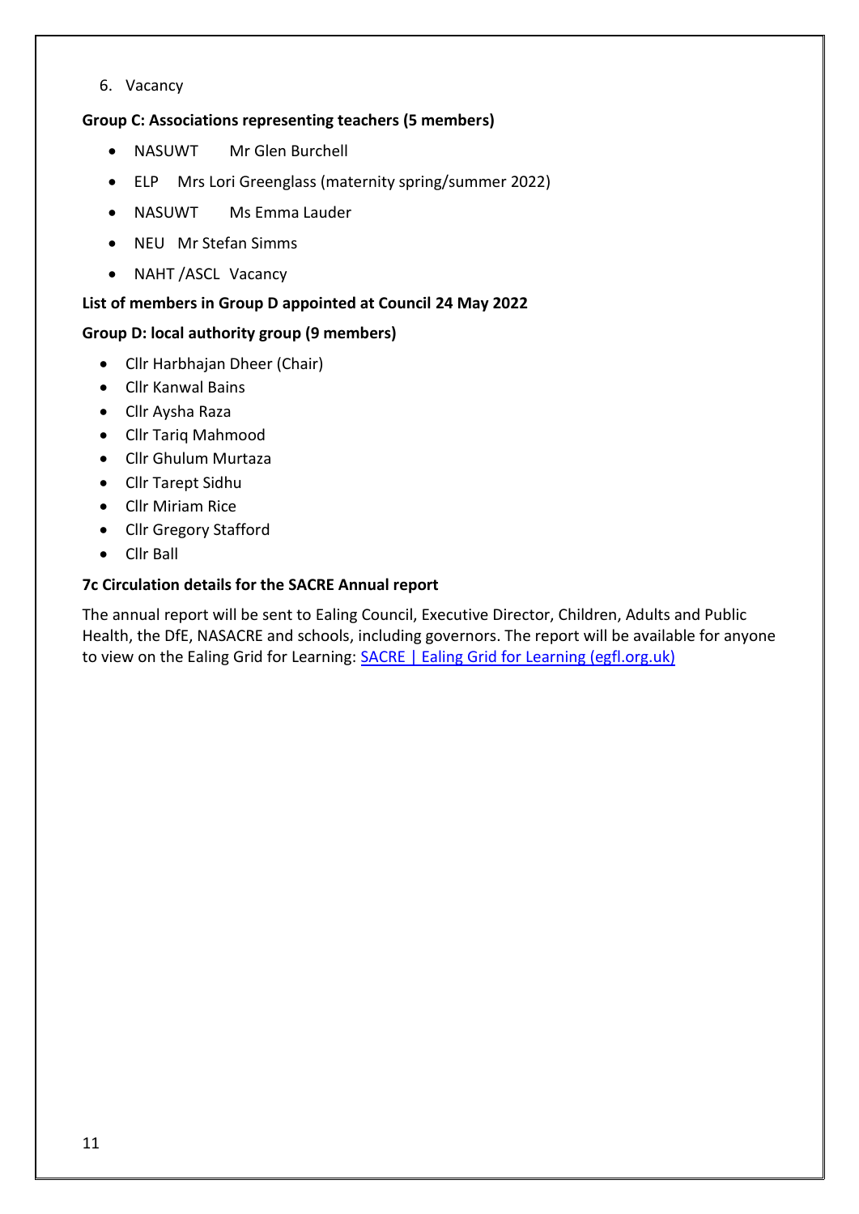6. Vacancy

**Group C: Associations representing teachers (5 members)**

- NASUWT Mr Glen Burchell
- ELP Mrs Lori Greenglass (maternity spring/summer 2022)
- NASUWT Ms Emma Lauder
- NEU Mr Stefan Simms
- NAHT /ASCL Vacancy

**List of members in Group D appointed at Council 24 May 2022**

**Group D: local authority group (9 members)**

- Cllr Harbhajan Dheer (Chair)
- Cllr Kanwal Bains
- Cllr Aysha Raza
- Cllr Tariq Mahmood
- Cllr Ghulum Murtaza
- Cllr Tarept Sidhu
- Cllr Miriam Rice
- Cllr Gregory Stafford
- Cllr Ball

**7c Circulation details for the SACRE Annual report**

The annual report will be sent to Ealing Council, Executive Director, Children, Adults and Public Health, the DfE, NASACRE and schools, including governors. The report will be available for anyone to view on the Ealing Grid for Learning: [SACRE | Ealing Grid for Learning (egfl.org.uk)]